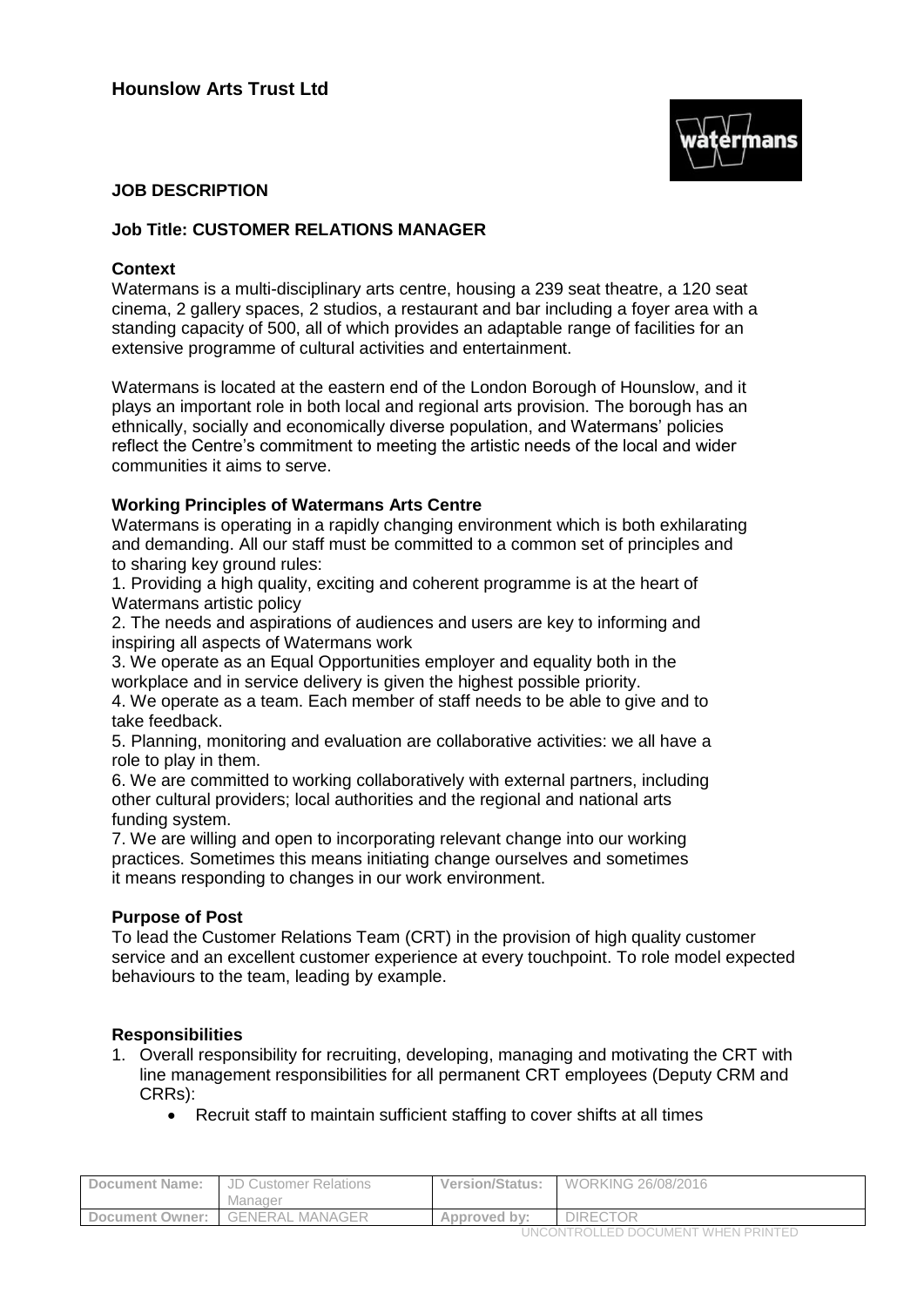# Hounslow Arts Trust Ltd

**JOB DESCRIPTION**

**Job Title: CUSTOMER RELATIONS MANAGER**

**Context**

Watermans is a multi-disciplinary arts centre, housing a 239 seat theatre, a 120 seat cinema, 2 gallery spaces, 2 studios, a restaurant and bar including a foyer area with a standing capacity of 500, all of which provides an adaptable range of facilities for an extensive programme of cultural activities and entertainment.

Watermans is located at the eastern end of the London Borough of Hounslow, and it plays an important role in both local and regional arts provision. The borough has an ethnically, socially and economically diverse population, and Watermans' policies reflect the Centre's commitment to meeting the artistic needs of the local and wider communities it aims to serve.

**Working Principles of Watermans Arts Centre**

Watermans is operating in a rapidly changing environment which is both exhilarating and demanding. All our staff must be committed to a common set of principles and to sharing key ground rules:

1. Providing a high quality, exciting and coherent programme is at the heart of Watermans artistic policy
2. The needs and aspirations of audiences and users are key to informing and inspiring all aspects of Watermans work
3. We operate as an Equal Opportunities employer and equality both in the workplace and in service delivery is given the highest possible priority.
4. We operate as a team. Each member of staff needs to be able to give and to take feedback.
5. Planning, monitoring and evaluation are collaborative activities: we all have a role to play in them.
6. We are committed to working collaboratively with external partners, including other cultural providers; local authorities and the regional and national arts funding system.
7. We are willing and open to incorporating relevant change into our working practices. Sometimes this means initiating change ourselves and sometimes it means responding to changes in our work environment.

**Purpose of Post**

To lead the Customer Relations Team (CRT) in the provision of high quality customer service and an excellent customer experience at every touchpoint. To role model expected behaviours to the team, leading by example.

**Responsibilities**

1. Overall responsibility for recruiting, developing, managing and motivating the CRT with line management responsibilities for all permanent CRT employees (Deputy CRM and CRRs):
   - Recruit staff to maintain sufficient staffing to cover shifts at all times

| Document Name: | JD Customer Relations Manager | Version/Status: | WORKING 26/08/2016 |
|---|---|---|---|
| Document Owner: | GENERAL MANAGER | Approved by: | DIRECTOR |

UNCONTROLLED DOCUMENT WHEN PRINTED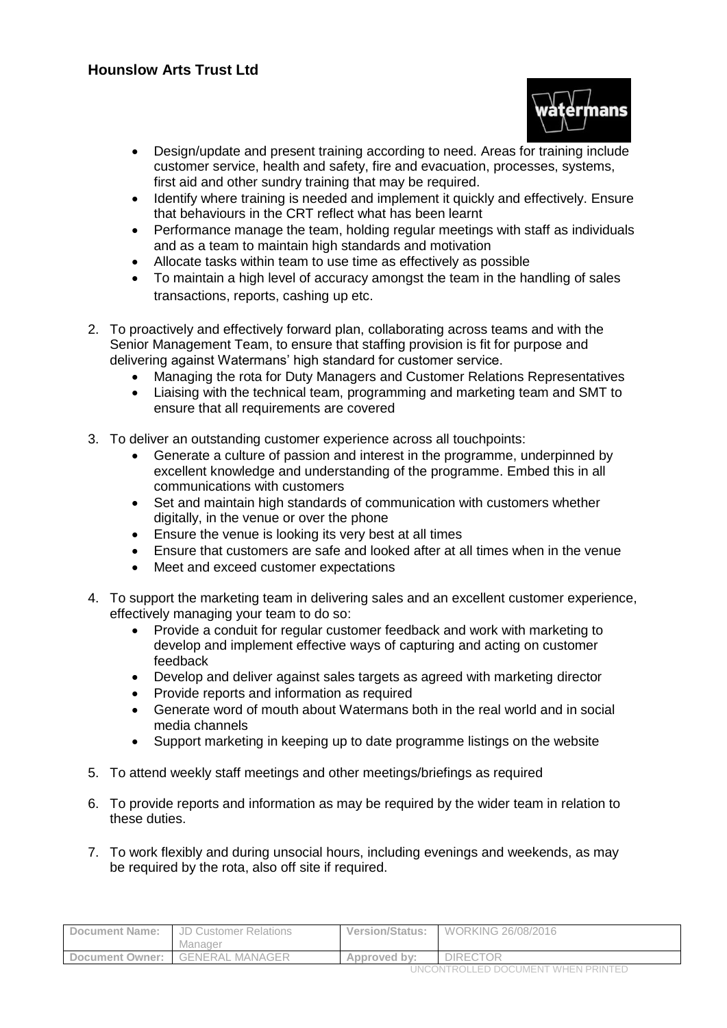- Design/update and present training according to need. Areas for training include customer service, health and safety, fire and evacuation, processes, systems, first aid and other sundry training that may be required.
- Identify where training is needed and implement it quickly and effectively. Ensure that behaviours in the CRT reflect what has been learnt
- Performance manage the team, holding regular meetings with staff as individuals and as a team to maintain high standards and motivation
- Allocate tasks within team to use time as effectively as possible
- To maintain a high level of accuracy amongst the team in the handling of sales transactions, reports, cashing up etc.

2. To proactively and effectively forward plan, collaborating across teams and with the Senior Management Team, to ensure that staffing provision is fit for purpose and delivering against Watermans' high standard for customer service.
   - Managing the rota for Duty Managers and Customer Relations Representatives
   - Liaising with the technical team, programming and marketing team and SMT to ensure that all requirements are covered

3. To deliver an outstanding customer experience across all touchpoints:
   - Generate a culture of passion and interest in the programme, underpinned by excellent knowledge and understanding of the programme. Embed this in all communications with customers
   - Set and maintain high standards of communication with customers whether digitally, in the venue or over the phone
   - Ensure the venue is looking its very best at all times
   - Ensure that customers are safe and looked after at all times when in the venue
   - Meet and exceed customer expectations

4. To support the marketing team in delivering sales and an excellent customer experience, effectively managing your team to do so:
   - Provide a conduit for regular customer feedback and work with marketing to develop and implement effective ways of capturing and acting on customer feedback
   - Develop and deliver against sales targets as agreed with marketing director
   - Provide reports and information as required
   - Generate word of mouth about Watermans both in the real world and in social media channels
   - Support marketing in keeping up to date programme listings on the website

5. To attend weekly staff meetings and other meetings/briefings as required

6. To provide reports and information as may be required by the wider team in relation to these duties.

7. To work flexibly and during unsocial hours, including evenings and weekends, as may be required by the rota, also off site if required.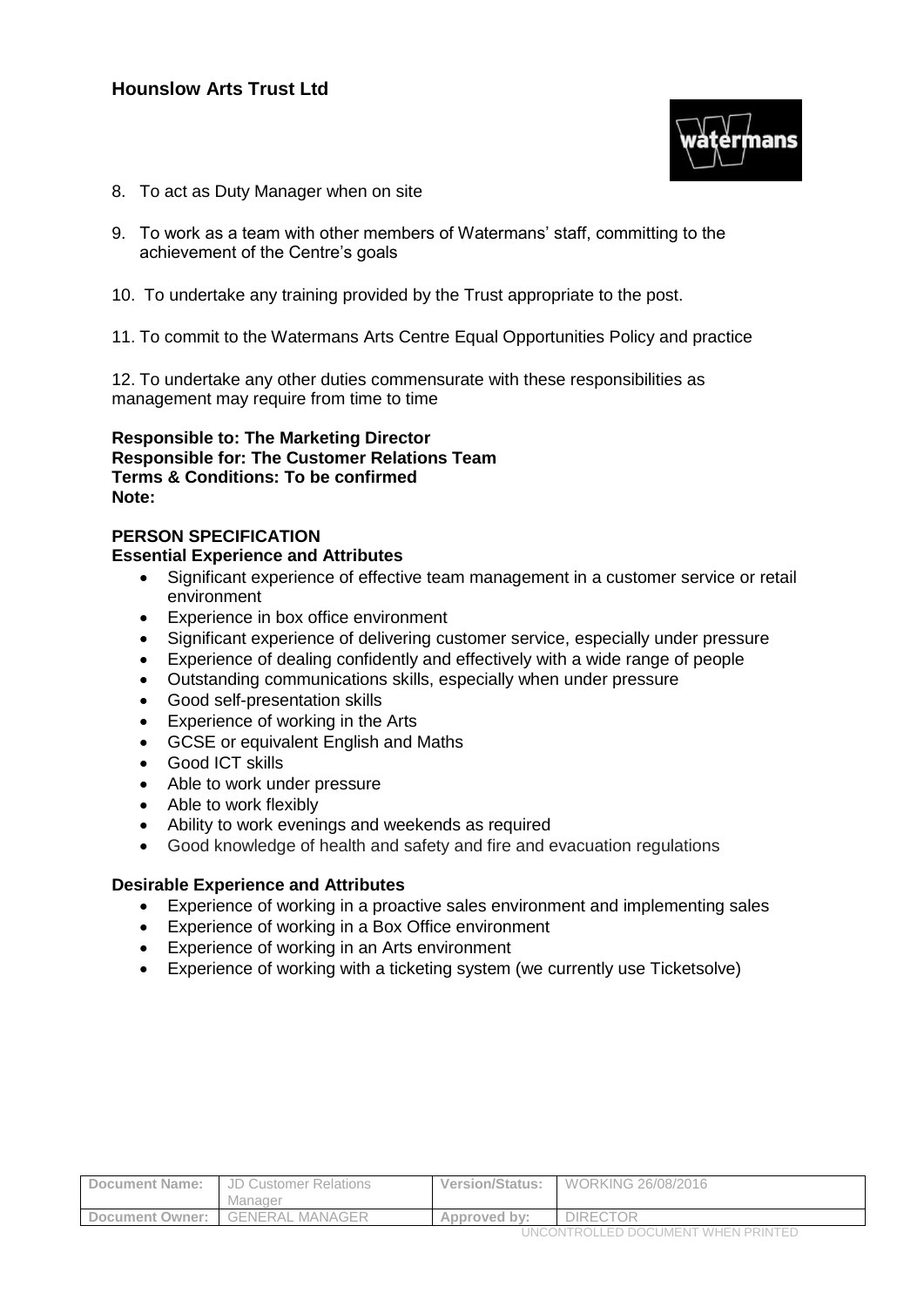8. To act as Duty Manager when on site

9. To work as a team with other members of Watermans' staff, committing to the achievement of the Centre's goals

10. To undertake any training provided by the Trust appropriate to the post.

11. To commit to the Watermans Arts Centre Equal Opportunities Policy and practice

12. To undertake any other duties commensurate with these responsibilities as management may require from time to time

**Responsible to: The Marketing Director**
**Responsible for: The Customer Relations Team**
**Terms & Conditions: To be confirmed**
**Note:**

**PERSON SPECIFICATION**

**Essential Experience and Attributes**

- Significant experience of effective team management in a customer service or retail environment
- Experience in box office environment
- Significant experience of delivering customer service, especially under pressure
- Experience of dealing confidently and effectively with a wide range of people
- Outstanding communications skills, especially when under pressure
- Good self-presentation skills
- Experience of working in the Arts
- GCSE or equivalent English and Maths
- Good ICT skills
- Able to work under pressure
- Able to work flexibly
- Ability to work evenings and weekends as required
- Good knowledge of health and safety and fire and evacuation regulations

**Desirable Experience and Attributes**

- Experience of working in a proactive sales environment and implementing sales
- Experience of working in a Box Office environment
- Experience of working in an Arts environment
- Experience of working with a ticketing system (we currently use Ticketsolve)

| | | | |
|---|---|---|---|
| **Document Name:** | JD Customer Relations Manager | **Version/Status:** | WORKING 26/08/2016 |
| **Document Owner:** | GENERAL MANAGER | **Approved by:** | DIRECTOR |

UNCONTROLLED DOCUMENT WHEN PRINTED